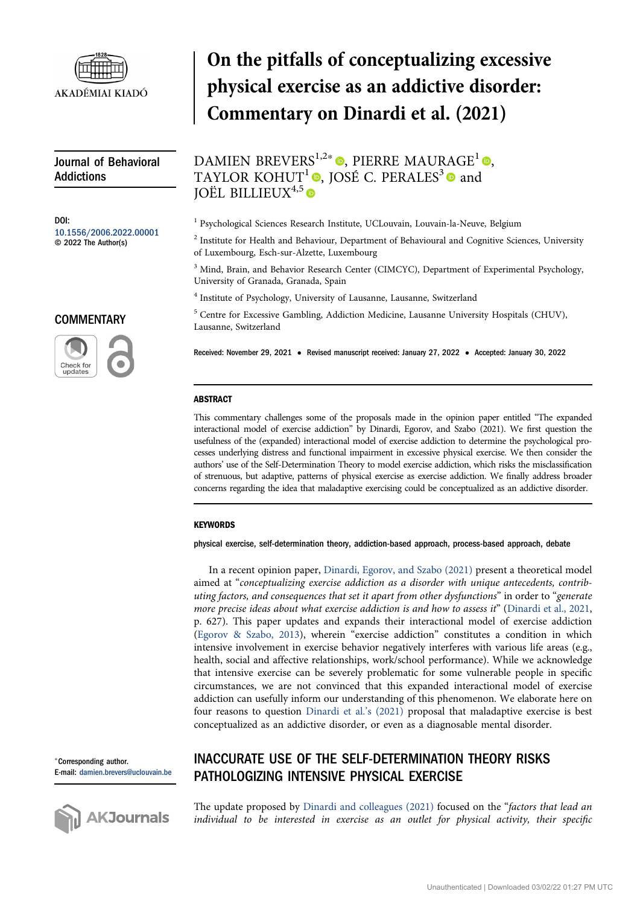# On the pitfalls of conceptualizing excessive physical exercise as an addictive disorder: Commentary on Dinardi et al. (2021)

DAMIEN BREVERS[1,2]*, PIERRE MAURAGE[1], TAYLOR KOHUT[1], JOSÉ C. PERALES[3] and JOËL BILLIEUX[4,5]

[1] Psychological Sciences Research Institute, UCLouvain, Louvain-la-Neuve, Belgium

[2] Institute for Health and Behaviour, Department of Behavioural and Cognitive Sciences, University of Luxembourg, Esch-sur-Alzette, Luxembourg

[3] Mind, Brain, and Behavior Research Center (CIMCYC), Department of Experimental Psychology, University of Granada, Granada, Spain

[4] Institute of Psychology, University of Lausanne, Lausanne, Switzerland

[5] Centre for Excessive Gambling, Addiction Medicine, Lausanne University Hospitals (CHUV), Lausanne, Switzerland

Journal of Behavioral Addictions

DOI: 10.1556/2006.2022.00001
© 2022 The Author(s)

COMMENTARY

Received: November 29, 2021 • Revised manuscript received: January 27, 2022 • Accepted: January 30, 2022

*Corresponding author. E-mail: damien.brevers@uclouvain.be

## ABSTRACT

This commentary challenges some of the proposals made in the opinion paper entitled "The expanded interactional model of exercise addiction" by Dinardi, Egorov, and Szabo (2021). We first question the usefulness of the (expanded) interactional model of exercise addiction to determine the psychological processes underlying distress and functional impairment in excessive physical exercise. We then consider the authors' use of the Self-Determination Theory to model exercise addiction, which risks the misclassification of strenuous, but adaptive, patterns of physical exercise as exercise addiction. We finally address broader concerns regarding the idea that maladaptive exercising could be conceptualized as an addictive disorder.

## KEYWORDS

physical exercise, self-determination theory, addiction-based approach, process-based approach, debate

In a recent opinion paper, Dinardi, Egorov, and Szabo (2021) present a theoretical model aimed at "*conceptualizing exercise addiction as a disorder with unique antecedents, contributing factors, and consequences that set it apart from other dysfunctions*" in order to "*generate more precise ideas about what exercise addiction is and how to assess it*" (Dinardi et al., 2021, p. 627). This paper updates and expands their interactional model of exercise addiction (Egorov & Szabo, 2013), wherein "exercise addiction" constitutes a condition in which intensive involvement in exercise behavior negatively interferes with various life areas (e.g., health, social and affective relationships, work/school performance). While we acknowledge that intensive exercise can be severely problematic for some vulnerable people in specific circumstances, we are not convinced that this expanded interactional model of exercise addiction can usefully inform our understanding of this phenomenon. We elaborate here on four reasons to question Dinardi et al.'s (2021) proposal that maladaptive exercise is best conceptualized as an addictive disorder, or even as a diagnosable mental disorder.

## INACCURATE USE OF THE SELF-DETERMINATION THEORY RISKS PATHOLOGIZING INTENSIVE PHYSICAL EXERCISE

The update proposed by Dinardi and colleagues (2021) focused on the "*factors that lead an individual to be interested in exercise as an outlet for physical activity, their specific*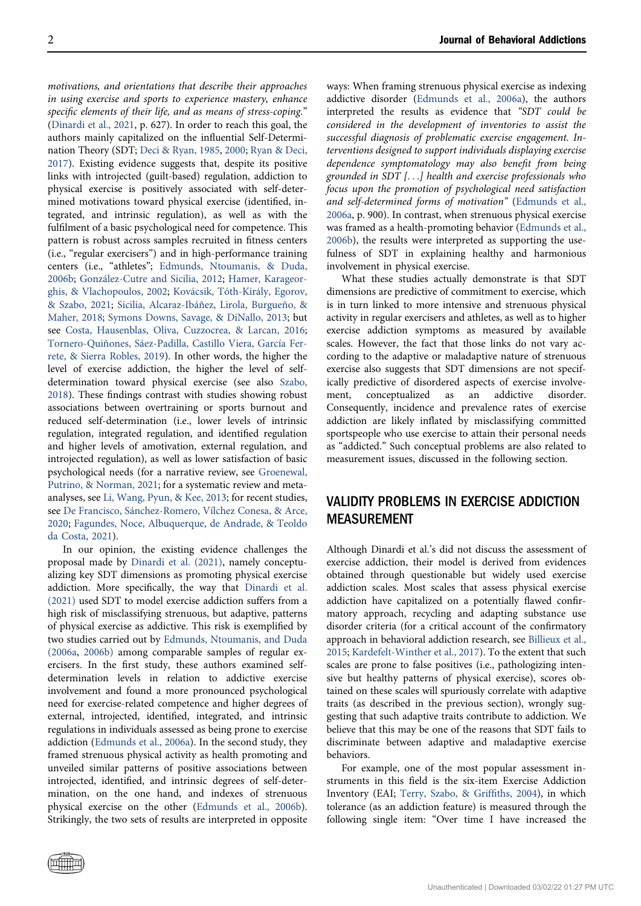*motivations, and orientations that describe their approaches in using exercise and sports to experience mastery, enhance specific elements of their life, and as means of stress-coping."* (Dinardi et al., 2021, p. 627). In order to reach this goal, the authors mainly capitalized on the influential Self-Determination Theory (SDT; Deci & Ryan, 1985, 2000; Ryan & Deci, 2017). Existing evidence suggests that, despite its positive links with introjected (guilt-based) regulation, addiction to physical exercise is positively associated with self-determined motivations toward physical exercise (identified, integrated, and intrinsic regulation), as well as with the fulfilment of a basic psychological need for competence. This pattern is robust across samples recruited in fitness centers (i.e., "regular exercisers") and in high-performance training centers (i.e., "athletes"; Edmunds, Ntoumanis, & Duda, 2006b; González-Cutre and Sicilia, 2012; Hamer, Karageorghis, & Vlachopoulos, 2002; Kovácsik, Tóth-Király, Egorov, & Szabo, 2021; Sicilia, Alcaraz-Ibáñez, Lirola, Burgueño, & Maher, 2018; Symons Downs, Savage, & DiNallo, 2013; but see Costa, Hausenblas, Oliva, Cuzzocrea, & Larcan, 2016; Tornero-Quiñones, Sáez-Padilla, Castillo Viera, García Ferrete, & Sierra Robles, 2019). In other words, the higher the level of exercise addiction, the higher the level of self-determination toward physical exercise (see also Szabo, 2018). These findings contrast with studies showing robust associations between overtraining or sports burnout and reduced self-determination (i.e., lower levels of intrinsic regulation, integrated regulation, and identified regulation and higher levels of amotivation, external regulation, and introjected regulation), as well as lower satisfaction of basic psychological needs (for a narrative review, see Groenewal, Putrino, & Norman, 2021; for a systematic review and meta-analyses, see Li, Wang, Pyun, & Kee, 2013; for recent studies, see De Francisco, Sánchez-Romero, Vílchez Conesa, & Arce, 2020; Fagundes, Noce, Albuquerque, de Andrade, & Teoldo da Costa, 2021).

In our opinion, the existing evidence challenges the proposal made by Dinardi et al. (2021), namely conceptualizing key SDT dimensions as promoting physical exercise addiction. More specifically, the way that Dinardi et al. (2021) used SDT to model exercise addiction suffers from a high risk of misclassifying strenuous, but adaptive, patterns of physical exercise as addictive. This risk is exemplified by two studies carried out by Edmunds, Ntoumanis, and Duda (2006a, 2006b) among comparable samples of regular exercisers. In the first study, these authors examined self-determination levels in relation to addictive exercise involvement and found a more pronounced psychological need for exercise-related competence and higher degrees of external, introjected, identified, integrated, and intrinsic regulations in individuals assessed as being prone to exercise addiction (Edmunds et al., 2006a). In the second study, they framed strenuous physical activity as health promoting and unveiled similar patterns of positive associations between introjected, identified, and intrinsic degrees of self-determination, on the one hand, and indexes of strenuous physical exercise on the other (Edmunds et al., 2006b). Strikingly, the two sets of results are interpreted in opposite ways: When framing strenuous physical exercise as indexing addictive disorder (Edmunds et al., 2006a), the authors interpreted the results as evidence that *"SDT could be considered in the development of inventories to assist the successful diagnosis of problematic exercise engagement. Interventions designed to support individuals displaying exercise dependence symptomatology may also benefit from being grounded in SDT [. . .] health and exercise professionals who focus upon the promotion of psychological need satisfaction and self-determined forms of motivation"* (Edmunds et al., 2006a, p. 900). In contrast, when strenuous physical exercise was framed as a health-promoting behavior (Edmunds et al., 2006b), the results were interpreted as supporting the usefulness of SDT in explaining healthy and harmonious involvement in physical exercise.

What these studies actually demonstrate is that SDT dimensions are predictive of commitment to exercise, which is in turn linked to more intensive and strenuous physical activity in regular exercisers and athletes, as well as to higher exercise addiction symptoms as measured by available scales. However, the fact that those links do not vary according to the adaptive or maladaptive nature of strenuous exercise also suggests that SDT dimensions are not specifically predictive of disordered aspects of exercise involvement, conceptualized as an addictive disorder. Consequently, incidence and prevalence rates of exercise addiction are likely inflated by misclassifying committed sportspeople who use exercise to attain their personal needs as "addicted." Such conceptual problems are also related to measurement issues, discussed in the following section.

## VALIDITY PROBLEMS IN EXERCISE ADDICTION MEASUREMENT

Although Dinardi et al.'s did not discuss the assessment of exercise addiction, their model is derived from evidences obtained through questionable but widely used exercise addiction scales. Most scales that assess physical exercise addiction have capitalized on a potentially flawed confirmatory approach, recycling and adapting substance use disorder criteria (for a critical account of the confirmatory approach in behavioral addiction research, see Billieux et al., 2015; Kardefelt-Winther et al., 2017). To the extent that such scales are prone to false positives (i.e., pathologizing intensive but healthy patterns of physical exercise), scores obtained on these scales will spuriously correlate with adaptive traits (as described in the previous section), wrongly suggesting that such adaptive traits contribute to addiction. We believe that this may be one of the reasons that SDT fails to discriminate between adaptive and maladaptive exercise behaviors.

For example, one of the most popular assessment instruments in this field is the six-item Exercise Addiction Inventory (EAI; Terry, Szabo, & Griffiths, 2004), in which tolerance (as an addiction feature) is measured through the following single item: "Over time I have increased the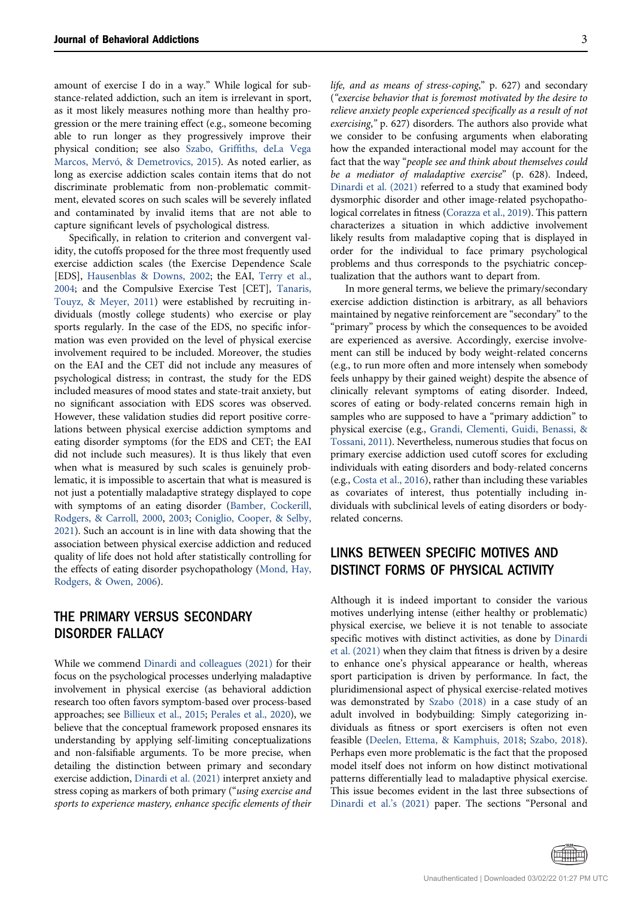amount of exercise I do in a way." While logical for substance-related addiction, such an item is irrelevant in sport, as it most likely measures nothing more than healthy progression or the mere training effect (e.g., someone becoming able to run longer as they progressively improve their physical condition; see also Szabo, Griffiths, deLa Vega Marcos, Mervó, & Demetrovics, 2015). As noted earlier, as long as exercise addiction scales contain items that do not discriminate problematic from non-problematic commitment, elevated scores on such scales will be severely inflated and contaminated by invalid items that are not able to capture significant levels of psychological distress.

Specifically, in relation to criterion and convergent validity, the cutoffs proposed for the three most frequently used exercise addiction scales (the Exercise Dependence Scale [EDS], Hausenblas & Downs, 2002; the EAI, Terry et al., 2004; and the Compulsive Exercise Test [CET], Tanaris, Touyz, & Meyer, 2011) were established by recruiting individuals (mostly college students) who exercise or play sports regularly. In the case of the EDS, no specific information was even provided on the level of physical exercise involvement required to be included. Moreover, the studies on the EAI and the CET did not include any measures of psychological distress; in contrast, the study for the EDS included measures of mood states and state-trait anxiety, but no significant association with EDS scores was observed. However, these validation studies did report positive correlations between physical exercise addiction symptoms and eating disorder symptoms (for the EDS and CET; the EAI did not include such measures). It is thus likely that even when what is measured by such scales is genuinely problematic, it is impossible to ascertain that what is measured is not just a potentially maladaptive strategy displayed to cope with symptoms of an eating disorder (Bamber, Cockerill, Rodgers, & Carroll, 2000, 2003; Coniglio, Cooper, & Selby, 2021). Such an account is in line with data showing that the association between physical exercise addiction and reduced quality of life does not hold after statistically controlling for the effects of eating disorder psychopathology (Mond, Hay, Rodgers, & Owen, 2006).

## THE PRIMARY VERSUS SECONDARY DISORDER FALLACY

While we commend Dinardi and colleagues (2021) for their focus on the psychological processes underlying maladaptive involvement in physical exercise (as behavioral addiction research too often favors symptom-based over process-based approaches; see Billieux et al., 2015; Perales et al., 2020), we believe that the conceptual framework proposed ensnares its understanding by applying self-limiting conceptualizations and non-falsifiable arguments. To be more precise, when detailing the distinction between primary and secondary exercise addiction, Dinardi et al. (2021) interpret anxiety and stress coping as markers of both primary ("*using exercise and sports to experience mastery, enhance specific elements of their life, and as means of stress-coping*," p. 627) and secondary ("*exercise behavior that is foremost motivated by the desire to relieve anxiety people experienced specifically as a result of not exercising*," p. 627) disorders. The authors also provide what we consider to be confusing arguments when elaborating how the expanded interactional model may account for the fact that the way "*people see and think about themselves could be a mediator of maladaptive exercise*" (p. 628). Indeed, Dinardi et al. (2021) referred to a study that examined body dysmorphic disorder and other image-related psychopathological correlates in fitness (Corazza et al., 2019). This pattern characterizes a situation in which addictive involvement likely results from maladaptive coping that is displayed in order for the individual to face primary psychological problems and thus corresponds to the psychiatric conceptualization that the authors want to depart from.

In more general terms, we believe the primary/secondary exercise addiction distinction is arbitrary, as all behaviors maintained by negative reinforcement are "secondary" to the "primary" process by which the consequences to be avoided are experienced as aversive. Accordingly, exercise involvement can still be induced by body weight-related concerns (e.g., to run more often and more intensely when somebody feels unhappy by their gained weight) despite the absence of clinically relevant symptoms of eating disorder. Indeed, scores of eating or body-related concerns remain high in samples who are supposed to have a "primary addiction" to physical exercise (e.g., Grandi, Clementi, Guidi, Benassi, & Tossani, 2011). Nevertheless, numerous studies that focus on primary exercise addiction used cutoff scores for excluding individuals with eating disorders and body-related concerns (e.g., Costa et al., 2016), rather than including these variables as covariates of interest, thus potentially including individuals with subclinical levels of eating disorders or body-related concerns.

## LINKS BETWEEN SPECIFIC MOTIVES AND DISTINCT FORMS OF PHYSICAL ACTIVITY

Although it is indeed important to consider the various motives underlying intense (either healthy or problematic) physical exercise, we believe it is not tenable to associate specific motives with distinct activities, as done by Dinardi et al. (2021) when they claim that fitness is driven by a desire to enhance one's physical appearance or health, whereas sport participation is driven by performance. In fact, the pluridimensional aspect of physical exercise-related motives was demonstrated by Szabo (2018) in a case study of an adult involved in bodybuilding: Simply categorizing individuals as fitness or sport exercisers is often not even feasible (Deelen, Ettema, & Kamphuis, 2018; Szabo, 2018). Perhaps even more problematic is the fact that the proposed model itself does not inform on how distinct motivational patterns differentially lead to maladaptive physical exercise. This issue becomes evident in the last three subsections of Dinardi et al.'s (2021) paper. The sections "Personal and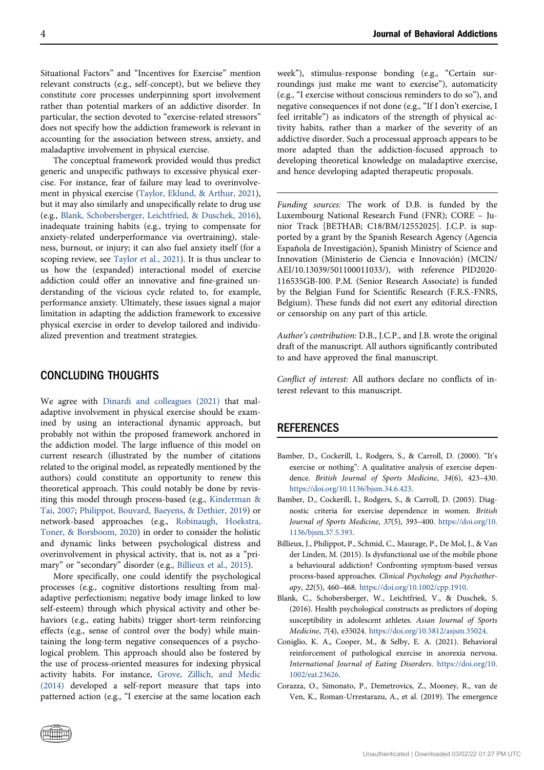Situational Factors" and "Incentives for Exercise" mention relevant constructs (e.g., self-concept), but we believe they constitute core processes underpinning sport involvement rather than potential markers of an addictive disorder. In particular, the section devoted to "exercise-related stressors" does not specify how the addiction framework is relevant in accounting for the association between stress, anxiety, and maladaptive involvement in physical exercise.

The conceptual framework provided would thus predict generic and unspecific pathways to excessive physical exercise. For instance, fear of failure may lead to overinvolvement in physical exercise (Taylor, Eklund, & Arthur, 2021), but it may also similarly and unspecifically relate to drug use (e.g., Blank, Schobersberger, Leichtfried, & Duschek, 2016), inadequate training habits (e.g., trying to compensate for anxiety-related underperformance via overtraining), staleness, burnout, or injury; it can also fuel anxiety itself (for a scoping review, see Taylor et al., 2021). It is thus unclear to us how the (expanded) interactional model of exercise addiction could offer an innovative and fine-grained understanding of the vicious cycle related to, for example, performance anxiety. Ultimately, these issues signal a major limitation in adapting the addiction framework to excessive physical exercise in order to develop tailored and individualized prevention and treatment strategies.

## CONCLUDING THOUGHTS

We agree with Dinardi and colleagues (2021) that maladaptive involvement in physical exercise should be examined by using an interactional dynamic approach, but probably not within the proposed framework anchored in the addiction model. The large influence of this model on current research (illustrated by the number of citations related to the original model, as repeatedly mentioned by the authors) could constitute an opportunity to renew this theoretical approach. This could notably be done by revisiting this model through process-based (e.g., Kinderman & Tai, 2007; Philippot, Bouvard, Baeyens, & Dethier, 2019) or network-based approaches (e.g., Robinaugh, Hoekstra, Toner, & Borsboom, 2020) in order to consider the holistic and dynamic links between psychological distress and overinvolvement in physical activity, that is, not as a "primary" or "secondary" disorder (e.g., Billieux et al., 2015).

More specifically, one could identify the psychological processes (e.g., cognitive distortions resulting from maladaptive perfectionism; negative body image linked to low self-esteem) through which physical activity and other behaviors (e.g., eating habits) trigger short-term reinforcing effects (e.g., sense of control over the body) while maintaining the long-term negative consequences of a psychological problem. This approach should also be fostered by the use of process-oriented measures for indexing physical activity habits. For instance, Grove, Zillich, and Medic (2014) developed a self-report measure that taps into patterned action (e.g., "I exercise at the same location each week"), stimulus-response bonding (e.g., "Certain surroundings just make me want to exercise"), automaticity (e.g., "I exercise without conscious reminders to do so"), and negative consequences if not done (e.g., "If I don't exercise, I feel irritable") as indicators of the strength of physical activity habits, rather than a marker of the severity of an addictive disorder. Such a processual approach appears to be more adapted than the addiction-focused approach to developing theoretical knowledge on maladaptive exercise, and hence developing adapted therapeutic proposals.

---

*Funding sources:* The work of D.B. is funded by the Luxembourg National Research Fund (FNR); CORE – Junior Track [BETHAB; C18/BM/12552025]. J.C.P. is supported by a grant by the Spanish Research Agency (Agencia Española de Investigación), Spanish Ministry of Science and Innovation (Ministerio de Ciencia e Innovación) (MCIN/AEI/10.13039/501100011033/), with reference PID2020-116535GB-I00. P.M. (Senior Research Associate) is funded by the Belgian Fund for Scientific Research (F.R.S.-FNRS, Belgium). These funds did not exert any editorial direction or censorship on any part of this article.

*Author's contribution:* D.B., J.C.P., and J.B. wrote the original draft of the manuscript. All authors significantly contributed to and have approved the final manuscript.

*Conflict of interest:* All authors declare no conflicts of interest relevant to this manuscript.

## REFERENCES

Bamber, D., Cockerill, I., Rodgers, S., & Carroll, D. (2000). "It's exercise or nothing": A qualitative analysis of exercise dependence. *British Journal of Sports Medicine*, *34*(6), 423–430. https://doi.org/10.1136/bjsm.34.6.423.

Bamber, D., Cockerill, I., Rodgers, S., & Carroll, D. (2003). Diagnostic criteria for exercise dependence in women. *British Journal of Sports Medicine*, *37*(5), 393–400. https://doi.org/10.1136/bjsm.37.5.393.

Billieux, J., Philippot, P., Schmid, C., Maurage, P., De Mol, J., & Van der Linden, M. (2015). Is dysfunctional use of the mobile phone a behavioural addiction? Confronting symptom-based versus process-based approaches. *Clinical Psychology and Psychotherapy*, *22*(5), 460–468. https://doi.org/10.1002/cpp.1910.

Blank, C., Schobersberger, W., Leichtfried, V., & Duschek, S. (2016). Health psychological constructs as predictors of doping susceptibility in adolescent athletes. *Asian Journal of Sports Medicine*, *7*(4), e35024. https://doi.org/10.5812/asjsm.35024.

Coniglio, K. A., Cooper, M., & Selby, E. A. (2021). Behavioral reinforcement of pathological exercise in anorexia nervosa. *International Journal of Eating Disorders*. https://doi.org/10.1002/eat.23626.

Corazza, O., Simonato, P., Demetrovics, Z., Mooney, R., van de Ven, K., Roman-Urrestarazu, A., et al. (2019). The emergence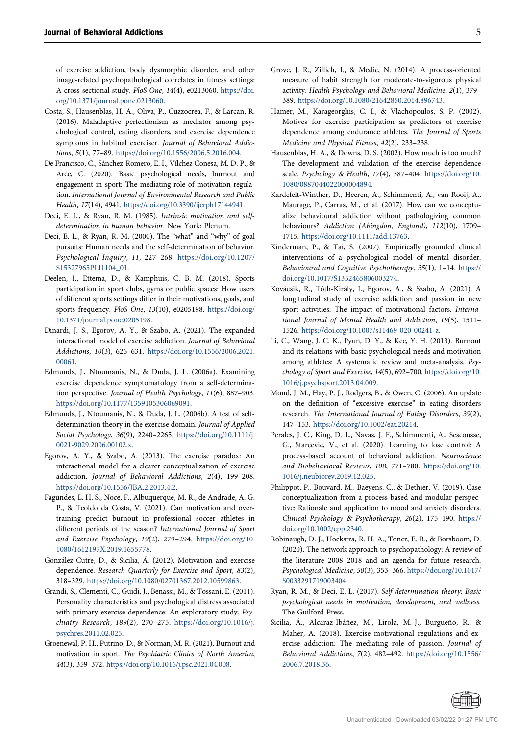of exercise addiction, body dysmorphic disorder, and other image-related psychopathological correlates in fitness settings: A cross sectional study. *PloS One*, *14*(4), e0213060. https://doi.org/10.1371/journal.pone.0213060.

Costa, S., Hausenblas, H. A., Oliva, P., Cuzzocrea, F., & Larcan, R. (2016). Maladaptive perfectionism as mediator among psychological control, eating disorders, and exercise dependence symptoms in habitual exerciser. *Journal of Behavioral Addictions*, *5*(1), 77–89. https://doi.org/10.1556/2006.5.2016.004.

De Francisco, C., Sánchez-Romero, E. I., Vílchez Conesa, M. D. P., & Arce, C. (2020). Basic psychological needs, burnout and engagement in sport: The mediating role of motivation regulation. *International Journal of Environmental Research and Public Health*, *17*(14), 4941. https://doi.org/10.3390/ijerph17144941.

Deci, E. L., & Ryan, R. M. (1985). *Intrinsic motivation and self-determination in human behavior*. New York: Plenum.

Deci, E. L., & Ryan, R. M. (2000). The "what" and "why" of goal pursuits: Human needs and the self-determination of behavior. *Psychological Inquiry*, *11*, 227–268. https://doi.org/10.1207/S15327965PLI1104_01.

Deelen, I., Ettema, D., & Kamphuis, C. B. M. (2018). Sports participation in sport clubs, gyms or public spaces: How users of different sports settings differ in their motivations, goals, and sports frequency. *PloS One*, *13*(10), e0205198. https://doi.org/10.1371/journal.pone.0205198.

Dinardi, J. S., Egorov, A. Y., & Szabo, A. (2021). The expanded interactional model of exercise addiction. *Journal of Behavioral Addictions*, *10*(3), 626–631. https://doi.org/10.1556/2006.2021.00061.

Edmunds, J., Ntoumanis, N., & Duda, J. L. (2006a). Examining exercise dependence symptomatology from a self-determination perspective. *Journal of Health Psychology*, *11*(6), 887–903. https://doi.org/10.1177/1359105306069091.

Edmunds, J., Ntoumanis, N., & Duda, J. L. (2006b). A test of self-determination theory in the exercise domain. *Journal of Applied Social Psychology*, *36*(9), 2240–2265. https://doi.org/10.1111/j.0021-9029.2006.00102.x.

Egorov, A. Y., & Szabo, A. (2013). The exercise paradox: An interactional model for a clearer conceptualization of exercise addiction. *Journal of Behavioral Addictions*, *2*(4), 199–208. https://doi.org/10.1556/JBA.2.2013.4.2.

Fagundes, L. H. S., Noce, F., Albuquerque, M. R., de Andrade, A. G. P., & Teoldo da Costa, V. (2021). Can motivation and overtraining predict burnout in professional soccer athletes in different periods of the season? *International Journal of Sport and Exercise Psychology*, *19*(2), 279–294. https://doi.org/10.1080/1612197X.2019.1655778.

González-Cutre, D., & Sicilia, Á. (2012). Motivation and exercise dependence. *Research Quarterly for Exercise and Sport*, *83*(2), 318–329. https://doi.org/10.1080/02701367.2012.10599863.

Grandi, S., Clementi, C., Guidi, J., Benassi, M., & Tossani, E. (2011). Personality characteristics and psychological distress associated with primary exercise dependence: An exploratory study. *Psychiatry Research*, *189*(2), 270–275. https://doi.org/10.1016/j.psychres.2011.02.025.

Groenewal, P. H., Putrino, D., & Norman, M. R. (2021). Burnout and motivation in sport. *The Psychiatric Clinics of North America*, *44*(3), 359–372. https://doi.org/10.1016/j.psc.2021.04.008.

Grove, J. R., Zillich, I., & Medic, N. (2014). A process-oriented measure of habit strength for moderate-to-vigorous physical activity. *Health Psychology and Behavioral Medicine*, *2*(1), 379–389. https://doi.org/10.1080/21642850.2014.896743.

Hamer, M., Karageorghis, C. I., & Vlachopoulos, S. P. (2002). Motives for exercise participation as predictors of exercise dependence among endurance athletes. *The Journal of Sports Medicine and Physical Fitness*, *42*(2), 233–238.

Hausenblas, H. A., & Downs, D. S. (2002). How much is too much? The development and validation of the exercise dependence scale. *Psychology & Health*, *17*(4), 387–404. https://doi.org/10.1080/0887044022000004894.

Kardefelt-Winther, D., Heeren, A., Schimmenti, A., van Rooij, A., Maurage, P., Carras, M., et al. (2017). How can we conceptualize behavioural addiction without pathologizing common behaviours? *Addiction (Abingdon, England)*, *112*(10), 1709–1715. https://doi.org/10.1111/add.13763.

Kinderman, P., & Tai, S. (2007). Empirically grounded clinical interventions of a psychological model of mental disorder. *Behavioural and Cognitive Psychotherapy*, *35*(1), 1–14. https://doi.org/10.1017/S1352465806003274.

Kovácsik, R., Tóth-Király, I., Egorov, A., & Szabo, A. (2021). A longitudinal study of exercise addiction and passion in new sport activities: The impact of motivational factors. *International Journal of Mental Health and Addiction*, *19*(5), 1511–1526. https://doi.org/10.1007/s11469-020-00241-z.

Li, C., Wang, J. C. K., Pyun, D. Y., & Kee, Y. H. (2013). Burnout and its relations with basic psychological needs and motivation among athletes: A systematic review and meta-analysis. *Psychology of Sport and Exercise*, *14*(5), 692–700. https://doi.org/10.1016/j.psychsport.2013.04.009.

Mond, J. M., Hay, P. J., Rodgers, B., & Owen, C. (2006). An update on the definition of "excessive exercise" in eating disorders research. *The International Journal of Eating Disorders*, *39*(2), 147–153. https://doi.org/10.1002/eat.20214.

Perales, J. C., King, D. L., Navas, J. F., Schimmenti, A., Sescousse, G., Starcevic, V., et al. (2020). Learning to lose control: A process-based account of behavioral addiction. *Neuroscience and Biobehavioral Reviews*, *108*, 771–780. https://doi.org/10.1016/j.neubiorev.2019.12.025.

Philippot, P., Bouvard, M., Baeyens, C., & Dethier, V. (2019). Case conceptualization from a process-based and modular perspective: Rationale and application to mood and anxiety disorders. *Clinical Psychology & Psychotherapy*, *26*(2), 175–190. https://doi.org/10.1002/cpp.2340.

Robinaugh, D. J., Hoekstra, R. H. A., Toner, E. R., & Borsboom, D. (2020). The network approach to psychopathology: A review of the literature 2008–2018 and an agenda for future research. *Psychological Medicine*, *50*(3), 353–366. https://doi.org/10.1017/S0033291719003404.

Ryan, R. M., & Deci, E. L. (2017). *Self-determination theory: Basic psychological needs in motivation, development, and wellness*. The Guilford Press.

Sicilia, Á., Alcaraz-Ibáñez, M., Lirola, M.-J., Burgueño, R., & Maher, A. (2018). Exercise motivational regulations and exercise addiction: The mediating role of passion. *Journal of Behavioral Addictions*, *7*(2), 482–492. https://doi.org/10.1556/2006.7.2018.36.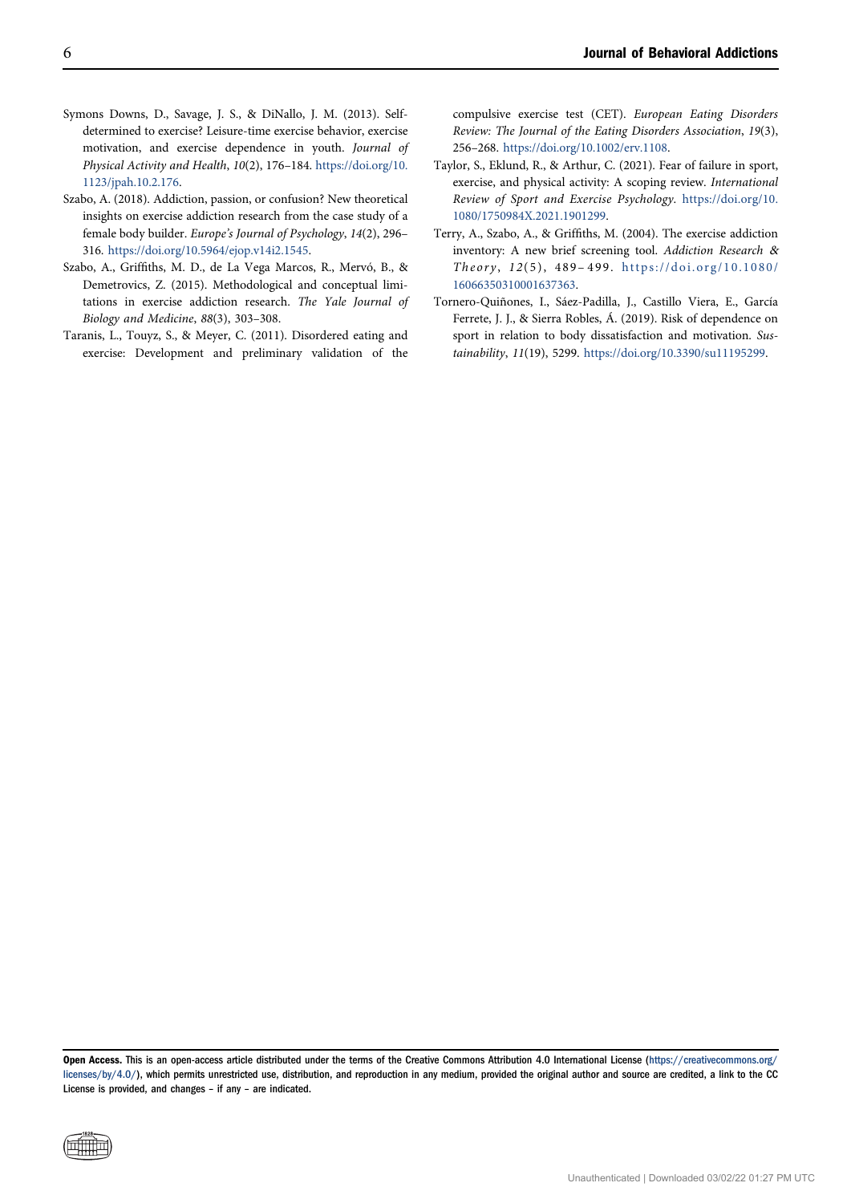Symons Downs, D., Savage, J. S., & DiNallo, J. M. (2013). Self-determined to exercise? Leisure-time exercise behavior, exercise motivation, and exercise dependence in youth. *Journal of Physical Activity and Health*, *10*(2), 176–184. https://doi.org/10.1123/jpah.10.2.176.

Szabo, A. (2018). Addiction, passion, or confusion? New theoretical insights on exercise addiction research from the case study of a female body builder. *Europe's Journal of Psychology*, *14*(2), 296–316. https://doi.org/10.5964/ejop.v14i2.1545.

Szabo, A., Griffiths, M. D., de La Vega Marcos, R., Mervó, B., & Demetrovics, Z. (2015). Methodological and conceptual limitations in exercise addiction research. *The Yale Journal of Biology and Medicine*, *88*(3), 303–308.

Taranis, L., Touyz, S., & Meyer, C. (2011). Disordered eating and exercise: Development and preliminary validation of the compulsive exercise test (CET). *European Eating Disorders Review: The Journal of the Eating Disorders Association*, *19*(3), 256–268. https://doi.org/10.1002/erv.1108.

Taylor, S., Eklund, R., & Arthur, C. (2021). Fear of failure in sport, exercise, and physical activity: A scoping review. *International Review of Sport and Exercise Psychology*. https://doi.org/10.1080/1750984X.2021.1901299.

Terry, A., Szabo, A., & Griffiths, M. (2004). The exercise addiction inventory: A new brief screening tool. *Addiction Research & Theory*, *12*(5), 489–499. https://doi.org/10.1080/16066350310001637363.

Tornero-Quiñones, I., Sáez-Padilla, J., Castillo Viera, E., García Ferrete, J. J., & Sierra Robles, Á. (2019). Risk of dependence on sport in relation to body dissatisfaction and motivation. *Sustainability*, *11*(19), 5299. https://doi.org/10.3390/su11195299.

**Open Access.** This is an open-access article distributed under the terms of the Creative Commons Attribution 4.0 International License (https://creativecommons.org/licenses/by/4.0/), which permits unrestricted use, distribution, and reproduction in any medium, provided the original author and source are credited, a link to the CC License is provided, and changes – if any – are indicated.